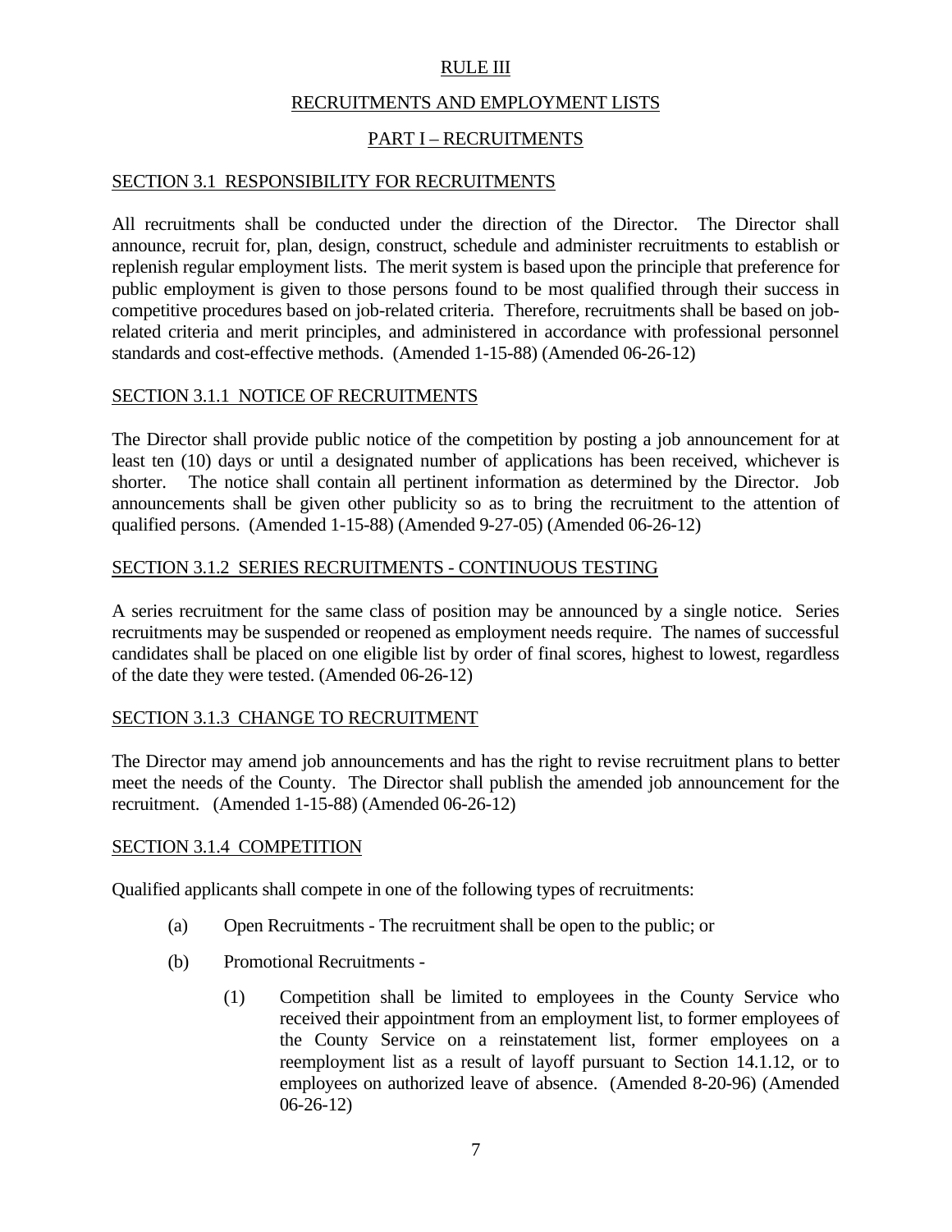# RULE III

## RECRUITMENTS AND EMPLOYMENT LISTS

## PART I – RECRUITMENTS

### SECTION 3.1 RESPONSIBILITY FOR RECRUITMENTS

All recruitments shall be conducted under the direction of the Director. The Director shall announce, recruit for, plan, design, construct, schedule and administer recruitments to establish or replenish regular employment lists. The merit system is based upon the principle that preference for public employment is given to those persons found to be most qualified through their success in competitive procedures based on job-related criteria. Therefore, recruitments shall be based on job-related criteria and merit principles, and administered in accordance with professional personnel standards and cost-effective methods. (Amended 1-15-88) (Amended 06-26-12)

### SECTION 3.1.1 NOTICE OF RECRUITMENTS

The Director shall provide public notice of the competition by posting a job announcement for at least ten (10) days or until a designated number of applications has been received, whichever is shorter. The notice shall contain all pertinent information as determined by the Director. Job announcements shall be given other publicity so as to bring the recruitment to the attention of qualified persons. (Amended 1-15-88) (Amended 9-27-05) (Amended 06-26-12)

### SECTION 3.1.2 SERIES RECRUITMENTS - CONTINUOUS TESTING

A series recruitment for the same class of position may be announced by a single notice. Series recruitments may be suspended or reopened as employment needs require. The names of successful candidates shall be placed on one eligible list by order of final scores, highest to lowest, regardless of the date they were tested. (Amended 06-26-12)

### SECTION 3.1.3 CHANGE TO RECRUITMENT

The Director may amend job announcements and has the right to revise recruitment plans to better meet the needs of the County. The Director shall publish the amended job announcement for the recruitment. (Amended 1-15-88) (Amended 06-26-12)

### SECTION 3.1.4 COMPETITION

Qualified applicants shall compete in one of the following types of recruitments:

(a) Open Recruitments - The recruitment shall be open to the public; or

(b) Promotional Recruitments -

 (1) Competition shall be limited to employees in the County Service who received their appointment from an employment list, to former employees of the County Service on a reinstatement list, former employees on a reemployment list as a result of layoff pursuant to Section 14.1.12, or to employees on authorized leave of absence. (Amended 8-20-96) (Amended 06-26-12)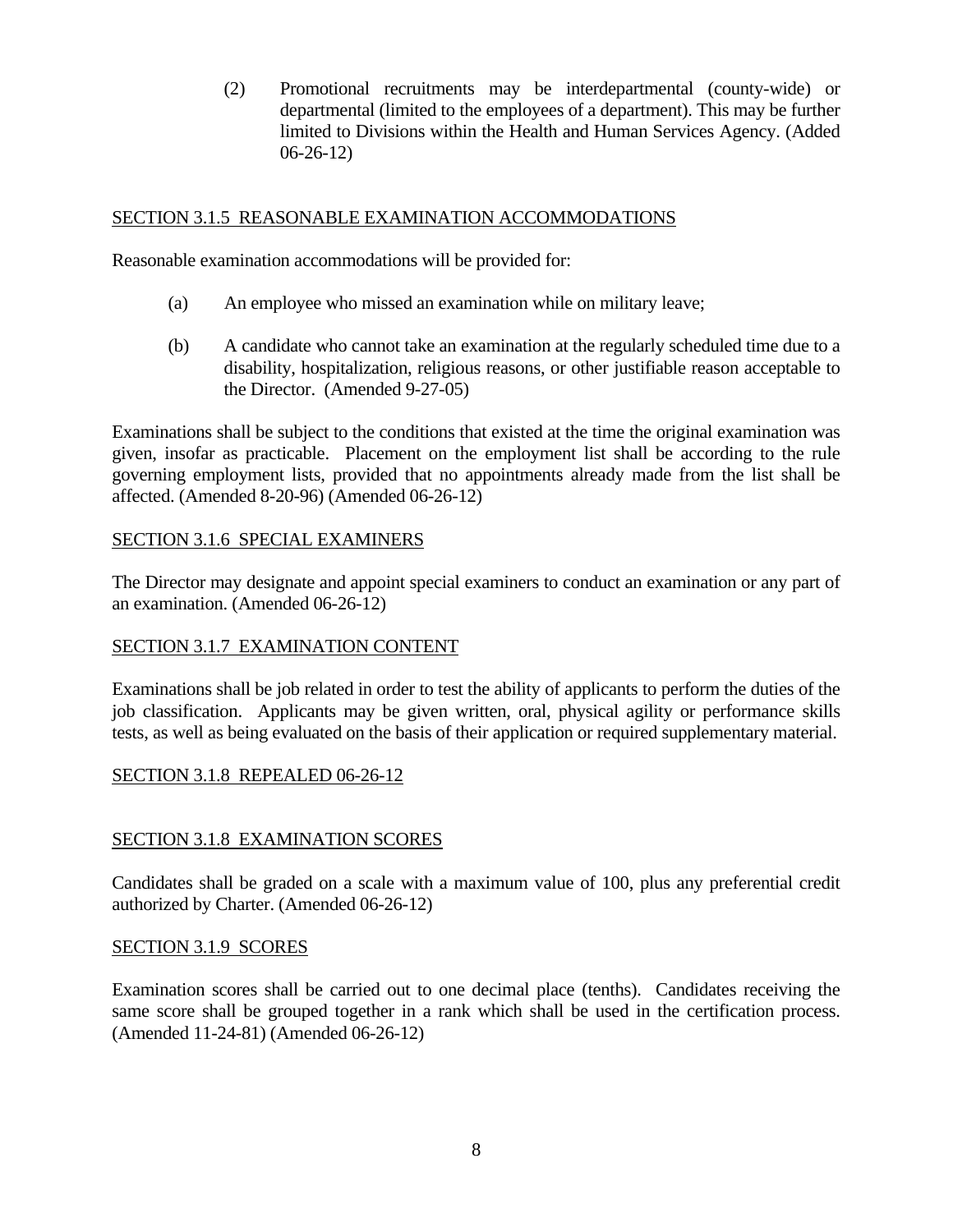(2) Promotional recruitments may be interdepartmental (county-wide) or departmental (limited to the employees of a department). This may be further limited to Divisions within the Health and Human Services Agency. (Added 06-26-12)

## SECTION 3.1.5 REASONABLE EXAMINATION ACCOMMODATIONS

Reasonable examination accommodations will be provided for:

(a) An employee who missed an examination while on military leave;

(b) A candidate who cannot take an examination at the regularly scheduled time due to a disability, hospitalization, religious reasons, or other justifiable reason acceptable to the Director. (Amended 9-27-05)

Examinations shall be subject to the conditions that existed at the time the original examination was given, insofar as practicable. Placement on the employment list shall be according to the rule governing employment lists, provided that no appointments already made from the list shall be affected. (Amended 8-20-96) (Amended 06-26-12)

## SECTION 3.1.6 SPECIAL EXAMINERS

The Director may designate and appoint special examiners to conduct an examination or any part of an examination. (Amended 06-26-12)

## SECTION 3.1.7 EXAMINATION CONTENT

Examinations shall be job related in order to test the ability of applicants to perform the duties of the job classification. Applicants may be given written, oral, physical agility or performance skills tests, as well as being evaluated on the basis of their application or required supplementary material.

## SECTION 3.1.8 REPEALED 06-26-12

## SECTION 3.1.8 EXAMINATION SCORES

Candidates shall be graded on a scale with a maximum value of 100, plus any preferential credit authorized by Charter. (Amended 06-26-12)

## SECTION 3.1.9 SCORES

Examination scores shall be carried out to one decimal place (tenths). Candidates receiving the same score shall be grouped together in a rank which shall be used in the certification process. (Amended 11-24-81) (Amended 06-26-12)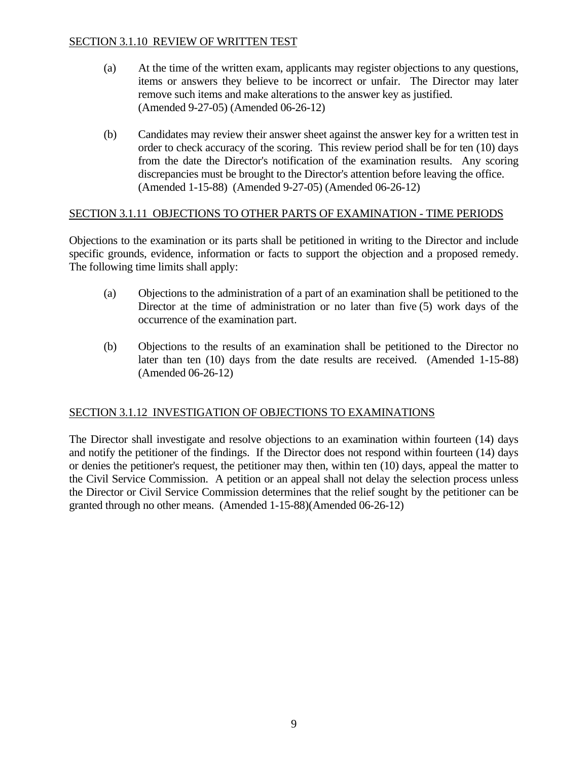## SECTION 3.1.10 REVIEW OF WRITTEN TEST

(a) At the time of the written exam, applicants may register objections to any questions, items or answers they believe to be incorrect or unfair. The Director may later remove such items and make alterations to the answer key as justified. (Amended 9-27-05) (Amended 06-26-12)

(b) Candidates may review their answer sheet against the answer key for a written test in order to check accuracy of the scoring. This review period shall be for ten (10) days from the date the Director's notification of the examination results. Any scoring discrepancies must be brought to the Director's attention before leaving the office. (Amended 1-15-88) (Amended 9-27-05) (Amended 06-26-12)

## SECTION 3.1.11 OBJECTIONS TO OTHER PARTS OF EXAMINATION - TIME PERIODS

Objections to the examination or its parts shall be petitioned in writing to the Director and include specific grounds, evidence, information or facts to support the objection and a proposed remedy. The following time limits shall apply:

(a) Objections to the administration of a part of an examination shall be petitioned to the Director at the time of administration or no later than five (5) work days of the occurrence of the examination part.

(b) Objections to the results of an examination shall be petitioned to the Director no later than ten (10) days from the date results are received. (Amended 1-15-88) (Amended 06-26-12)

## SECTION 3.1.12 INVESTIGATION OF OBJECTIONS TO EXAMINATIONS

The Director shall investigate and resolve objections to an examination within fourteen (14) days and notify the petitioner of the findings. If the Director does not respond within fourteen (14) days or denies the petitioner's request, the petitioner may then, within ten (10) days, appeal the matter to the Civil Service Commission. A petition or an appeal shall not delay the selection process unless the Director or Civil Service Commission determines that the relief sought by the petitioner can be granted through no other means. (Amended 1-15-88)(Amended 06-26-12)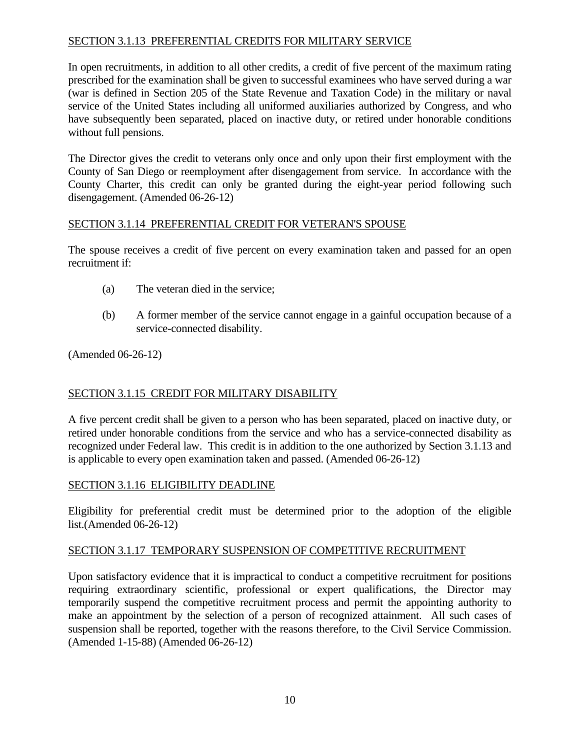## SECTION 3.1.13 PREFERENTIAL CREDITS FOR MILITARY SERVICE

In open recruitments, in addition to all other credits, a credit of five percent of the maximum rating prescribed for the examination shall be given to successful examinees who have served during a war (war is defined in Section 205 of the State Revenue and Taxation Code) in the military or naval service of the United States including all uniformed auxiliaries authorized by Congress, and who have subsequently been separated, placed on inactive duty, or retired under honorable conditions without full pensions.

The Director gives the credit to veterans only once and only upon their first employment with the County of San Diego or reemployment after disengagement from service. In accordance with the County Charter, this credit can only be granted during the eight-year period following such disengagement. (Amended 06-26-12)

## SECTION 3.1.14 PREFERENTIAL CREDIT FOR VETERAN'S SPOUSE

The spouse receives a credit of five percent on every examination taken and passed for an open recruitment if:

(a) The veteran died in the service;

(b) A former member of the service cannot engage in a gainful occupation because of a service-connected disability.

(Amended 06-26-12)

## SECTION 3.1.15 CREDIT FOR MILITARY DISABILITY

A five percent credit shall be given to a person who has been separated, placed on inactive duty, or retired under honorable conditions from the service and who has a service-connected disability as recognized under Federal law. This credit is in addition to the one authorized by Section 3.1.13 and is applicable to every open examination taken and passed. (Amended 06-26-12)

## SECTION 3.1.16 ELIGIBILITY DEADLINE

Eligibility for preferential credit must be determined prior to the adoption of the eligible list.(Amended 06-26-12)

## SECTION 3.1.17 TEMPORARY SUSPENSION OF COMPETITIVE RECRUITMENT

Upon satisfactory evidence that it is impractical to conduct a competitive recruitment for positions requiring extraordinary scientific, professional or expert qualifications, the Director may temporarily suspend the competitive recruitment process and permit the appointing authority to make an appointment by the selection of a person of recognized attainment. All such cases of suspension shall be reported, together with the reasons therefore, to the Civil Service Commission. (Amended 1-15-88) (Amended 06-26-12)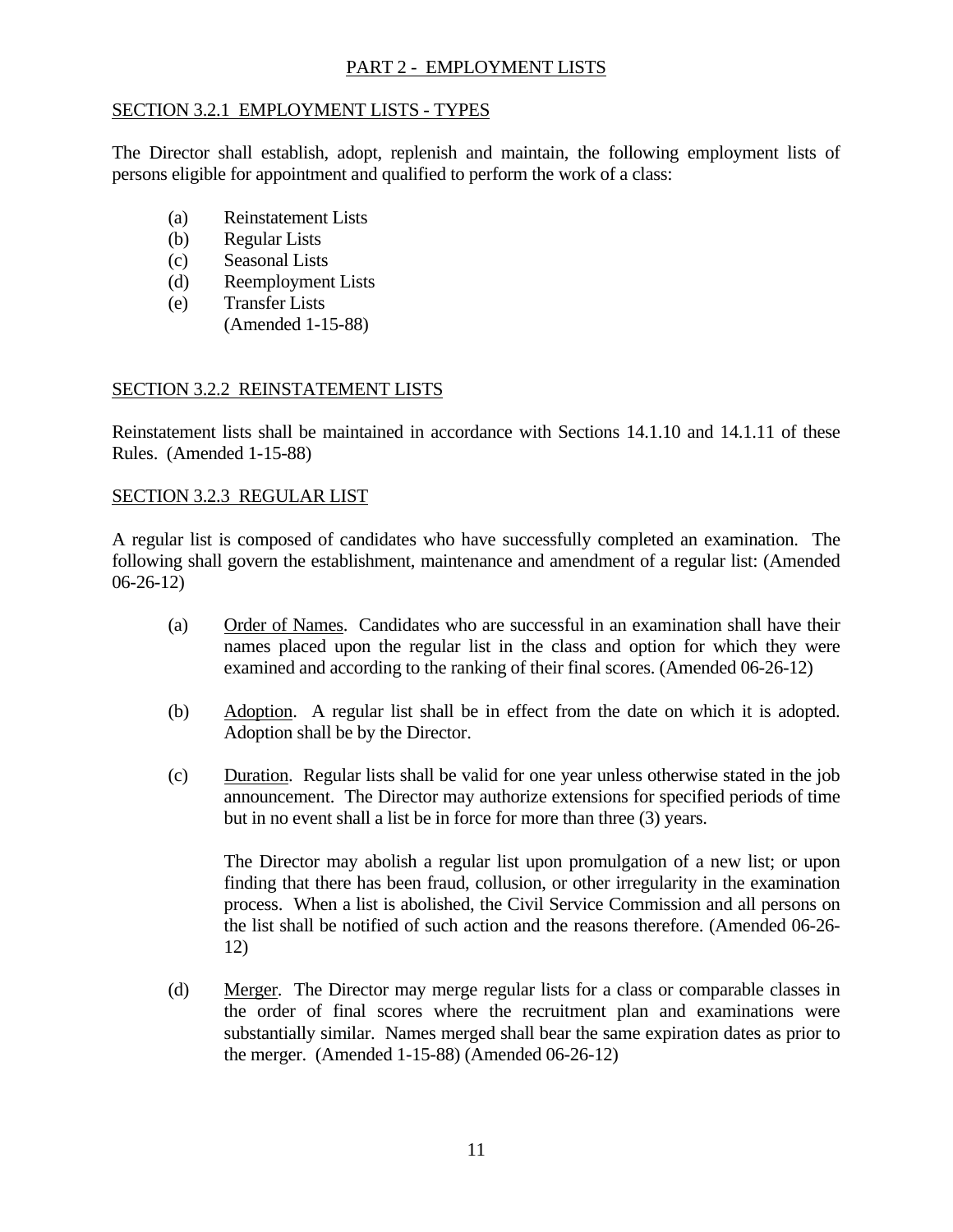## PART 2 - EMPLOYMENT LISTS

### SECTION 3.2.1 EMPLOYMENT LISTS - TYPES

The Director shall establish, adopt, replenish and maintain, the following employment lists of persons eligible for appointment and qualified to perform the work of a class:

- (a) Reinstatement Lists
- (b) Regular Lists
- (c) Seasonal Lists
- (d) Reemployment Lists
- (e) Transfer Lists
  (Amended 1-15-88)

### SECTION 3.2.2 REINSTATEMENT LISTS

Reinstatement lists shall be maintained in accordance with Sections 14.1.10 and 14.1.11 of these Rules. (Amended 1-15-88)

### SECTION 3.2.3 REGULAR LIST

A regular list is composed of candidates who have successfully completed an examination. The following shall govern the establishment, maintenance and amendment of a regular list: (Amended 06-26-12)

(a) Order of Names. Candidates who are successful in an examination shall have their names placed upon the regular list in the class and option for which they were examined and according to the ranking of their final scores. (Amended 06-26-12)

(b) Adoption. A regular list shall be in effect from the date on which it is adopted. Adoption shall be by the Director.

(c) Duration. Regular lists shall be valid for one year unless otherwise stated in the job announcement. The Director may authorize extensions for specified periods of time but in no event shall a list be in force for more than three (3) years.

The Director may abolish a regular list upon promulgation of a new list; or upon finding that there has been fraud, collusion, or other irregularity in the examination process. When a list is abolished, the Civil Service Commission and all persons on the list shall be notified of such action and the reasons therefore. (Amended 06-26-12)

(d) Merger. The Director may merge regular lists for a class or comparable classes in the order of final scores where the recruitment plan and examinations were substantially similar. Names merged shall bear the same expiration dates as prior to the merger. (Amended 1-15-88) (Amended 06-26-12)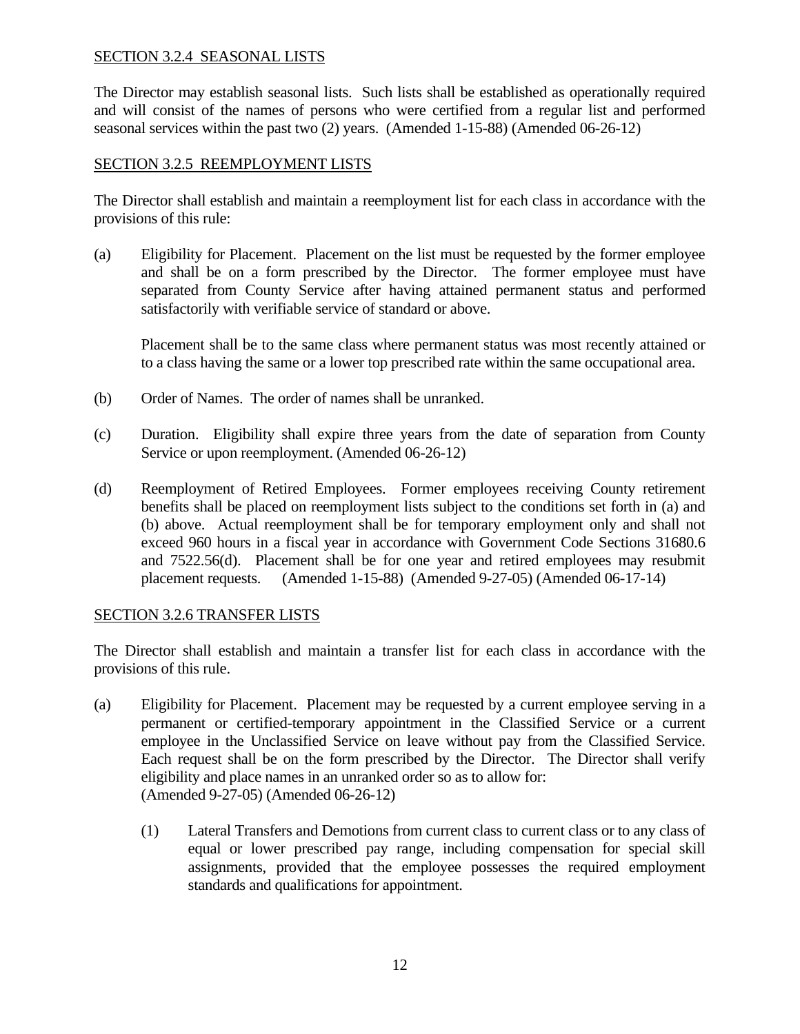SECTION 3.2.4 SEASONAL LISTS

The Director may establish seasonal lists. Such lists shall be established as operationally required and will consist of the names of persons who were certified from a regular list and performed seasonal services within the past two (2) years. (Amended 1-15-88) (Amended 06-26-12)

SECTION 3.2.5 REEMPLOYMENT LISTS

The Director shall establish and maintain a reemployment list for each class in accordance with the provisions of this rule:

(a) Eligibility for Placement. Placement on the list must be requested by the former employee and shall be on a form prescribed by the Director. The former employee must have separated from County Service after having attained permanent status and performed satisfactorily with verifiable service of standard or above.

Placement shall be to the same class where permanent status was most recently attained or to a class having the same or a lower top prescribed rate within the same occupational area.

(b) Order of Names. The order of names shall be unranked.

(c) Duration. Eligibility shall expire three years from the date of separation from County Service or upon reemployment. (Amended 06-26-12)

(d) Reemployment of Retired Employees. Former employees receiving County retirement benefits shall be placed on reemployment lists subject to the conditions set forth in (a) and (b) above. Actual reemployment shall be for temporary employment only and shall not exceed 960 hours in a fiscal year in accordance with Government Code Sections 31680.6 and 7522.56(d). Placement shall be for one year and retired employees may resubmit placement requests. (Amended 1-15-88) (Amended 9-27-05) (Amended 06-17-14)

SECTION 3.2.6 TRANSFER LISTS

The Director shall establish and maintain a transfer list for each class in accordance with the provisions of this rule.

(a) Eligibility for Placement. Placement may be requested by a current employee serving in a permanent or certified-temporary appointment in the Classified Service or a current employee in the Unclassified Service on leave without pay from the Classified Service. Each request shall be on the form prescribed by the Director. The Director shall verify eligibility and place names in an unranked order so as to allow for:
(Amended 9-27-05) (Amended 06-26-12)

(1) Lateral Transfers and Demotions from current class to current class or to any class of equal or lower prescribed pay range, including compensation for special skill assignments, provided that the employee possesses the required employment standards and qualifications for appointment.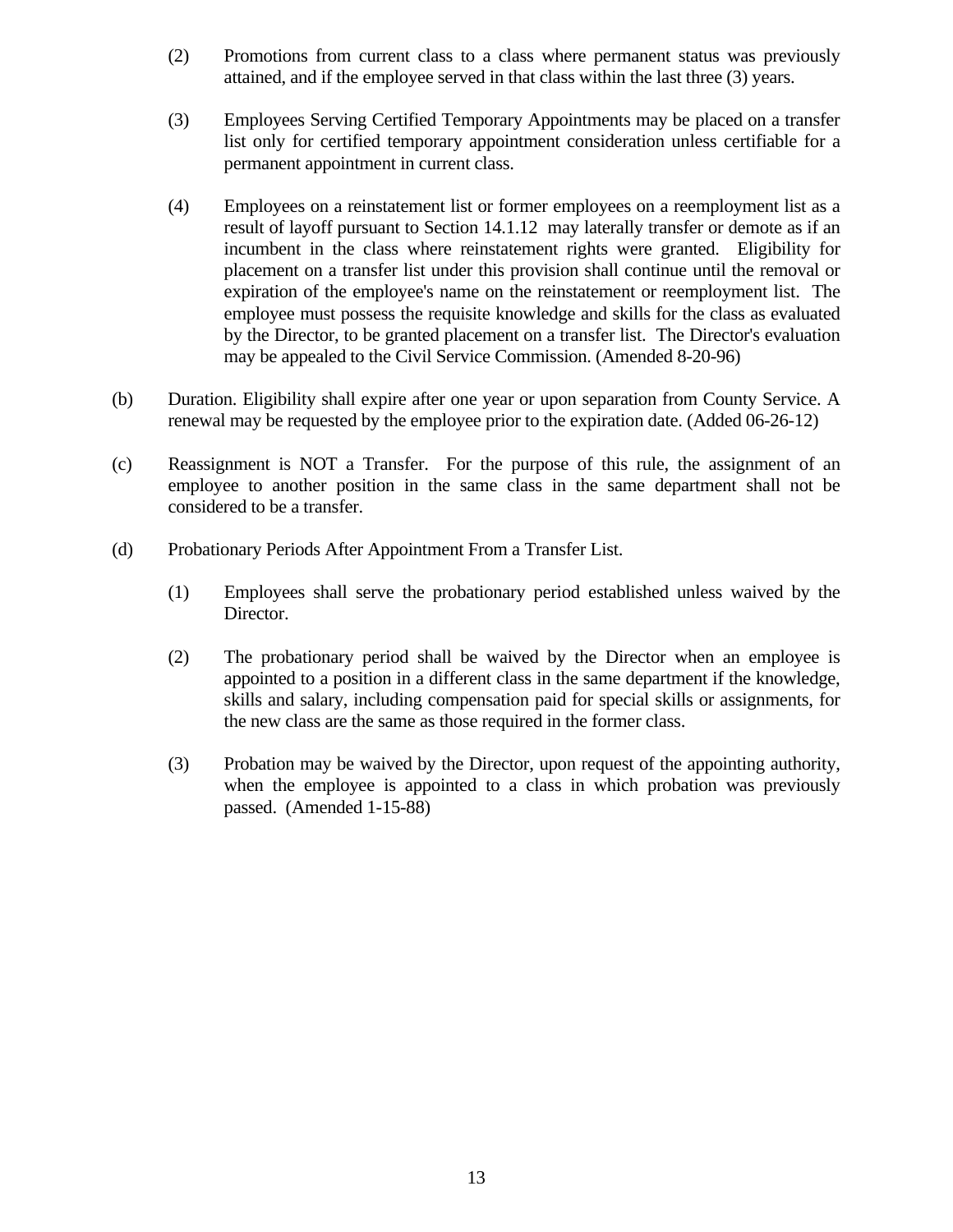(2) Promotions from current class to a class where permanent status was previously attained, and if the employee served in that class within the last three (3) years.

(3) Employees Serving Certified Temporary Appointments may be placed on a transfer list only for certified temporary appointment consideration unless certifiable for a permanent appointment in current class.

(4) Employees on a reinstatement list or former employees on a reemployment list as a result of layoff pursuant to Section 14.1.12 may laterally transfer or demote as if an incumbent in the class where reinstatement rights were granted. Eligibility for placement on a transfer list under this provision shall continue until the removal or expiration of the employee's name on the reinstatement or reemployment list. The employee must possess the requisite knowledge and skills for the class as evaluated by the Director, to be granted placement on a transfer list. The Director's evaluation may be appealed to the Civil Service Commission. (Amended 8-20-96)

(b) Duration. Eligibility shall expire after one year or upon separation from County Service. A renewal may be requested by the employee prior to the expiration date. (Added 06-26-12)

(c) Reassignment is NOT a Transfer. For the purpose of this rule, the assignment of an employee to another position in the same class in the same department shall not be considered to be a transfer.

(d) Probationary Periods After Appointment From a Transfer List.

(1) Employees shall serve the probationary period established unless waived by the Director.

(2) The probationary period shall be waived by the Director when an employee is appointed to a position in a different class in the same department if the knowledge, skills and salary, including compensation paid for special skills or assignments, for the new class are the same as those required in the former class.

(3) Probation may be waived by the Director, upon request of the appointing authority, when the employee is appointed to a class in which probation was previously passed. (Amended 1-15-88)